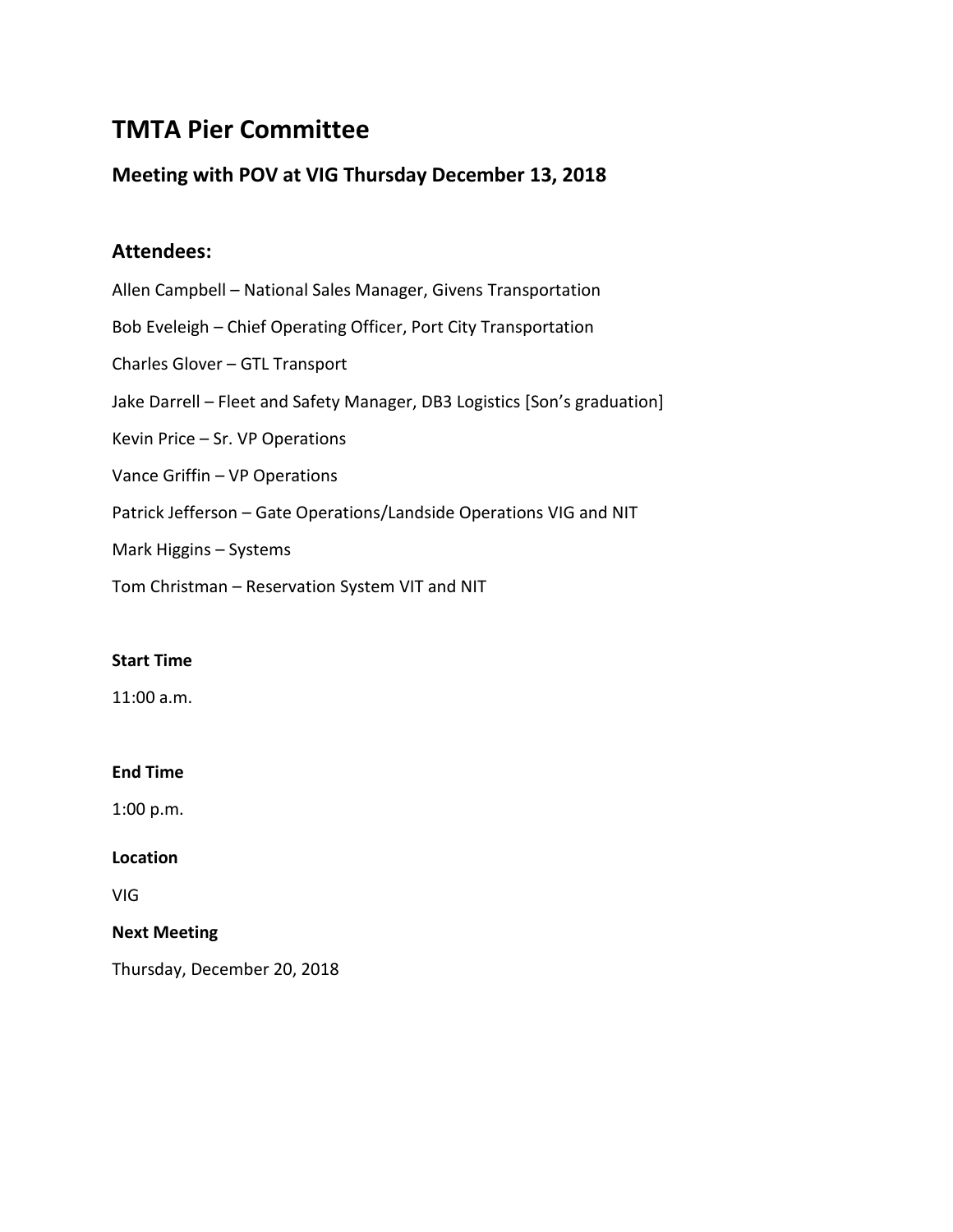# TMTA Pier Committee

## Meeting with POV at VIG Thursday December 13, 2018

## Attendees:

Allen Campbell – National Sales Manager, Givens Transportation

Bob Eveleigh – Chief Operating Officer, Port City Transportation

Charles Glover – GTL Transport

Jake Darrell – Fleet and Safety Manager, DB3 Logistics [Son's graduation]

Kevin Price – Sr. VP Operations

Vance Griffin – VP Operations

Patrick Jefferson – Gate Operations/Landside Operations VIG and NIT

Mark Higgins – Systems

Tom Christman – Reservation System VIT and NIT

**Start Time**

11:00 a.m.

**End Time**

1:00 p.m.

**Location**

VIG

**Next Meeting**

Thursday, December 20, 2018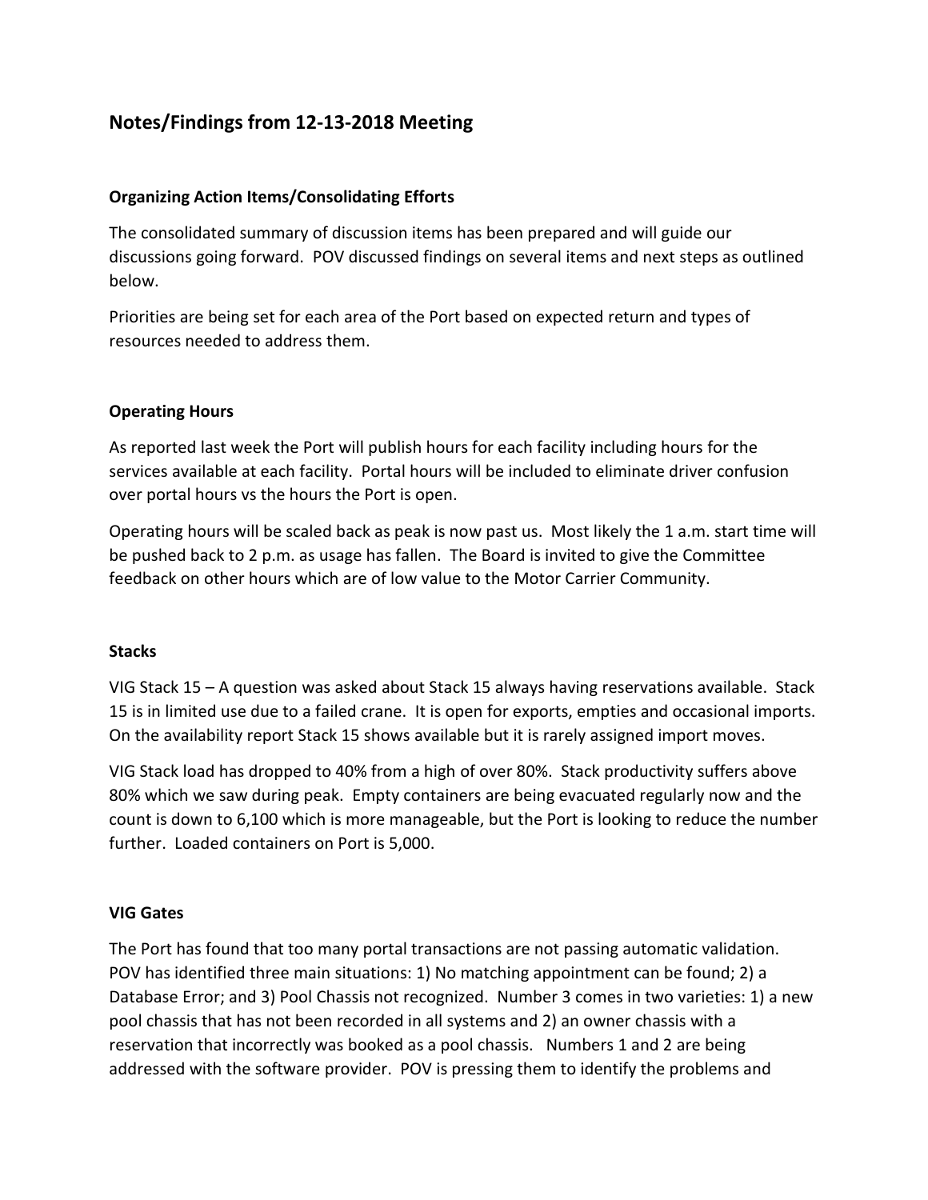## Notes/Findings from 12-13-2018 Meeting

### Organizing Action Items/Consolidating Efforts

The consolidated summary of discussion items has been prepared and will guide our discussions going forward. POV discussed findings on several items and next steps as outlined below.

Priorities are being set for each area of the Port based on expected return and types of resources needed to address them.

### Operating Hours

As reported last week the Port will publish hours for each facility including hours for the services available at each facility. Portal hours will be included to eliminate driver confusion over portal hours vs the hours the Port is open.

Operating hours will be scaled back as peak is now past us. Most likely the 1 a.m. start time will be pushed back to 2 p.m. as usage has fallen. The Board is invited to give the Committee feedback on other hours which are of low value to the Motor Carrier Community.

### Stacks

VIG Stack 15 – A question was asked about Stack 15 always having reservations available. Stack 15 is in limited use due to a failed crane. It is open for exports, empties and occasional imports. On the availability report Stack 15 shows available but it is rarely assigned import moves.

VIG Stack load has dropped to 40% from a high of over 80%. Stack productivity suffers above 80% which we saw during peak. Empty containers are being evacuated regularly now and the count is down to 6,100 which is more manageable, but the Port is looking to reduce the number further. Loaded containers on Port is 5,000.

### VIG Gates

The Port has found that too many portal transactions are not passing automatic validation. POV has identified three main situations: 1) No matching appointment can be found; 2) a Database Error; and 3) Pool Chassis not recognized. Number 3 comes in two varieties: 1) a new pool chassis that has not been recorded in all systems and 2) an owner chassis with a reservation that incorrectly was booked as a pool chassis. Numbers 1 and 2 are being addressed with the software provider. POV is pressing them to identify the problems and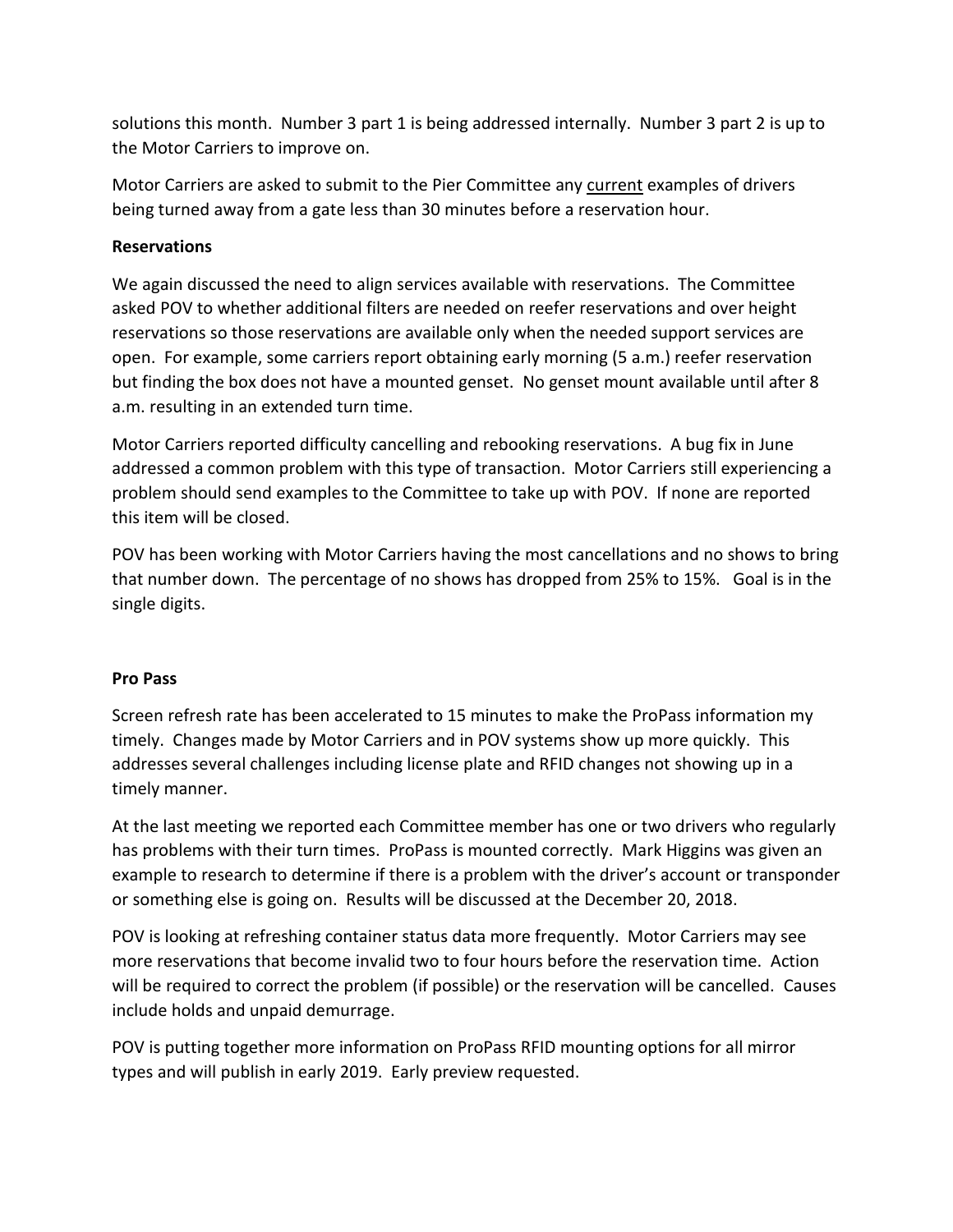solutions this month. Number 3 part 1 is being addressed internally. Number 3 part 2 is up to the Motor Carriers to improve on.

Motor Carriers are asked to submit to the Pier Committee any current examples of drivers being turned away from a gate less than 30 minutes before a reservation hour.

**Reservations**

We again discussed the need to align services available with reservations. The Committee asked POV to whether additional filters are needed on reefer reservations and over height reservations so those reservations are available only when the needed support services are open. For example, some carriers report obtaining early morning (5 a.m.) reefer reservation but finding the box does not have a mounted genset. No genset mount available until after 8 a.m. resulting in an extended turn time.

Motor Carriers reported difficulty cancelling and rebooking reservations. A bug fix in June addressed a common problem with this type of transaction. Motor Carriers still experiencing a problem should send examples to the Committee to take up with POV. If none are reported this item will be closed.

POV has been working with Motor Carriers having the most cancellations and no shows to bring that number down. The percentage of no shows has dropped from 25% to 15%. Goal is in the single digits.

**Pro Pass**

Screen refresh rate has been accelerated to 15 minutes to make the ProPass information my timely. Changes made by Motor Carriers and in POV systems show up more quickly. This addresses several challenges including license plate and RFID changes not showing up in a timely manner.

At the last meeting we reported each Committee member has one or two drivers who regularly has problems with their turn times. ProPass is mounted correctly. Mark Higgins was given an example to research to determine if there is a problem with the driver's account or transponder or something else is going on. Results will be discussed at the December 20, 2018.

POV is looking at refreshing container status data more frequently. Motor Carriers may see more reservations that become invalid two to four hours before the reservation time. Action will be required to correct the problem (if possible) or the reservation will be cancelled. Causes include holds and unpaid demurrage.

POV is putting together more information on ProPass RFID mounting options for all mirror types and will publish in early 2019. Early preview requested.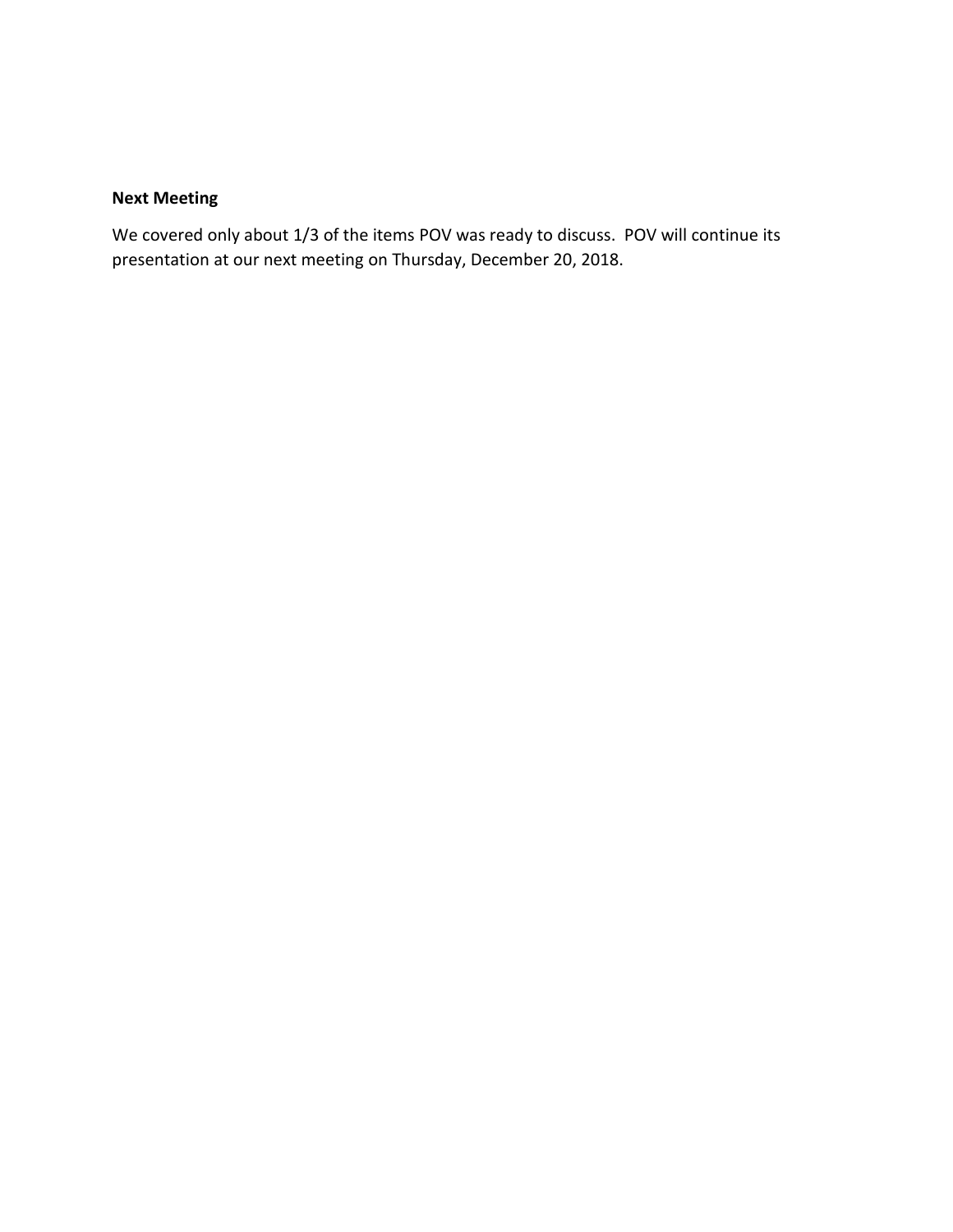**Next Meeting**

We covered only about 1/3 of the items POV was ready to discuss. POV will continue its presentation at our next meeting on Thursday, December 20, 2018.